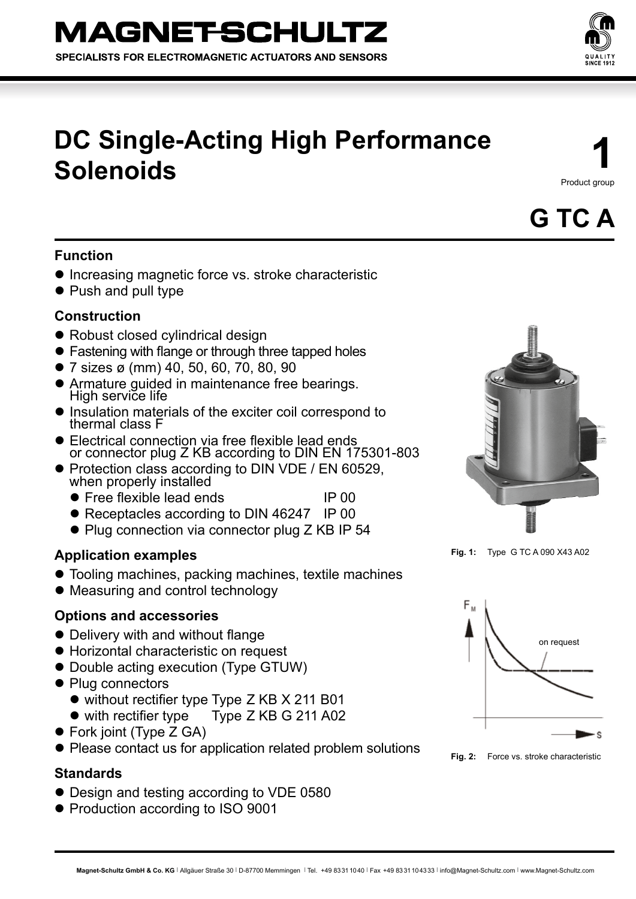# MAGNET-SCHULTZ

SPECIALISTS FOR ELECTROMAGNETIC ACTUATORS AND SENSORS

# DC Single-Acting High Performance Solenoids

**1**
Product group

## G TC A

### Function

- Increasing magnetic force vs. stroke characteristic
- Push and pull type

### Construction

- Robust closed cylindrical design
- Fastening with flange or through three tapped holes
- 7 sizes ø (mm) 40, 50, 60, 70, 80, 90
- Armature guided in maintenance free bearings. High service life
- Insulation materials of the exciter coil correspond to thermal class F
- Electrical connection via free flexible lead ends or connector plug Z KB according to DIN EN 175301-803
- Protection class according to DIN VDE / EN 60529, when properly installed
  - Free flexible lead ends IP 00
  - Receptacles according to DIN 46247 IP 00
  - Plug connection via connector plug Z KB IP 54

### Application examples

- Tooling machines, packing machines, textile machines
- Measuring and control technology

### Options and accessories

- Delivery with and without flange
- Horizontal characteristic on request
- Double acting execution (Type GTUW)
- Plug connectors
  - without rectifier type Type Z KB X 211 B01
  - with rectifier type Type Z KB G 211 A02
- Fork joint (Type Z GA)
- Please contact us for application related problem solutions

### Standards

- Design and testing according to VDE 0580
- Production according to ISO 9001

**Fig. 1:** Type G TC A 090 X43 A02

**Fig. 2:** Force vs. stroke characteristic

**Magnet-Schultz GmbH & Co. KG** | Allgäuer Straße 30 | D-87700 Memmingen | Tel. +49 8331 1040 | Fax +49 8331 104333 | info@Magnet-Schultz.com | www.Magnet-Schultz.com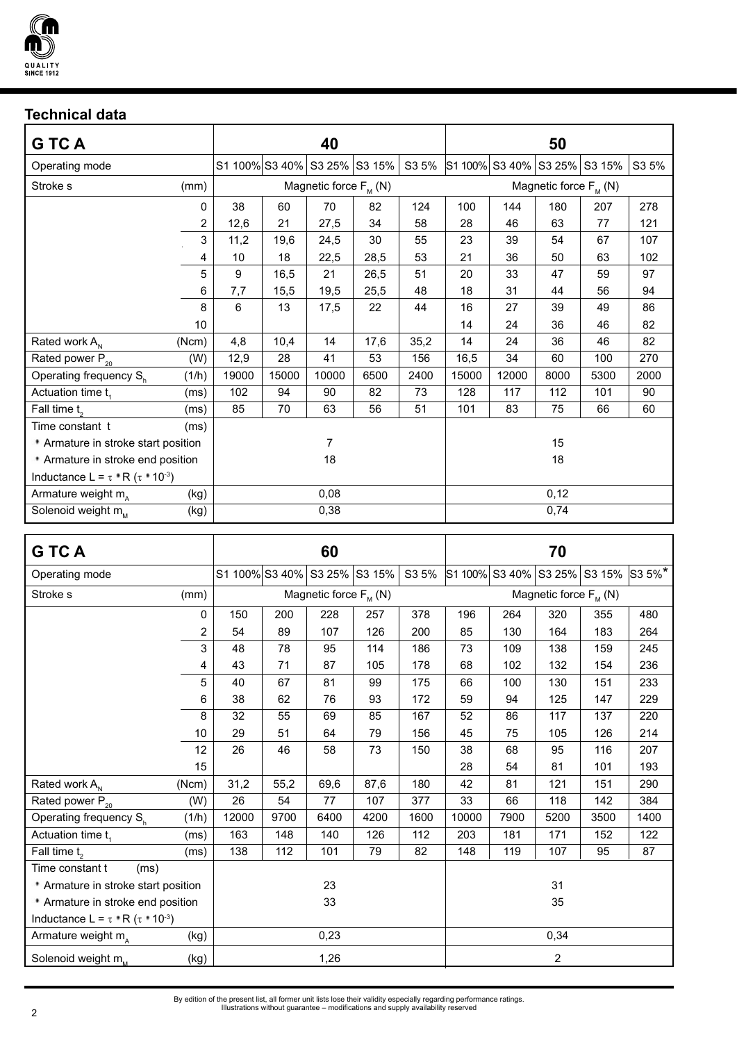## Technical data

| G TC A | | 40 | | | | | 50 | | | | |
|---|---|---|---|---|---|---|---|---|---|---|---|
| Operating mode | | S1 100% | S3 40% | S3 25% | S3 15% | S3 5% | S1 100% | S3 40% | S3 25% | S3 15% | S3 5% |
| Stroke s | (mm) | Magnetic force $F_M$ (N) | | | | | Magnetic force $F_M$ (N) | | | | |
| | 0 | 38 | 60 | 70 | 82 | 124 | 100 | 144 | 180 | 207 | 278 |
| | 2 | 12,6 | 21 | 27,5 | 34 | 58 | 28 | 46 | 63 | 77 | 121 |
| | 3 | 11,2 | 19,6 | 24,5 | 30 | 55 | 23 | 39 | 54 | 67 | 107 |
| | 4 | 10 | 18 | 22,5 | 28,5 | 53 | 21 | 36 | 50 | 63 | 102 |
| | 5 | 9 | 16,5 | 21 | 26,5 | 51 | 20 | 33 | 47 | 59 | 97 |
| | 6 | 7,7 | 15,5 | 19,5 | 25,5 | 48 | 18 | 31 | 44 | 56 | 94 |
| | 8 | 6 | 13 | 17,5 | 22 | 44 | 16 | 27 | 39 | 49 | 86 |
| | 10 | | | | | | 14 | 24 | 36 | 46 | 82 |
| Rated work $A_N$ | (Ncm) | 4,8 | 10,4 | 14 | 17,6 | 35,2 | 14 | 24 | 36 | 46 | 82 |
| Rated power $P_{20}$ | (W) | 12,9 | 28 | 41 | 53 | 156 | 16,5 | 34 | 60 | 100 | 270 |
| Operating frequency $S_h$ | (1/h) | 19000 | 15000 | 10000 | 6500 | 2400 | 15000 | 12000 | 8000 | 5300 | 2000 |
| Actuation time $t_1$ | (ms) | 102 | 94 | 90 | 82 | 73 | 128 | 117 | 112 | 101 | 90 |
| Fall time $t_2$ | (ms) | 85 | 70 | 63 | 56 | 51 | 101 | 83 | 75 | 66 | 60 |
| Time constant t | (ms) | | | | | | | | | | |
| * Armature in stroke start position | | 7 | | | | | 15 | | | | |
| * Armature in stroke end position | | 18 | | | | | 18 | | | | |
| Inductance $L = \tau * R$ ($\tau * 10^{-3}$) | | | | | | | | | | | |
| Armature weight $m_A$ | (kg) | 0,08 | | | | | 0,12 | | | | |
| Solenoid weight $m_M$ | (kg) | 0,38 | | | | | 0,74 | | | | |

| G TC A | | 60 | | | | | 70 | | | | |
|---|---|---|---|---|---|---|---|---|---|---|---|
| Operating mode | | S1 100% | S3 40% | S3 25% | S3 15% | S3 5% | S1 100% | S3 40% | S3 25% | S3 15% | S3 5%* |
| Stroke s | (mm) | Magnetic force $F_M$ (N) | | | | | Magnetic force $F_M$ (N) | | | | |
| | 0 | 150 | 200 | 228 | 257 | 378 | 196 | 264 | 320 | 355 | 480 |
| | 2 | 54 | 89 | 107 | 126 | 200 | 85 | 130 | 164 | 183 | 264 |
| | 3 | 48 | 78 | 95 | 114 | 186 | 73 | 109 | 138 | 159 | 245 |
| | 4 | 43 | 71 | 87 | 105 | 178 | 68 | 102 | 132 | 154 | 236 |
| | 5 | 40 | 67 | 81 | 99 | 175 | 66 | 100 | 130 | 151 | 233 |
| | 6 | 38 | 62 | 76 | 93 | 172 | 59 | 94 | 125 | 147 | 229 |
| | 8 | 32 | 55 | 69 | 85 | 167 | 52 | 86 | 117 | 137 | 220 |
| | 10 | 29 | 51 | 64 | 79 | 156 | 45 | 75 | 105 | 126 | 214 |
| | 12 | 26 | 46 | 58 | 73 | 150 | 38 | 68 | 95 | 116 | 207 |
| | 15 | | | | | | 28 | 54 | 81 | 101 | 193 |
| Rated work $A_N$ | (Ncm) | 31,2 | 55,2 | 69,6 | 87,6 | 180 | 42 | 81 | 121 | 151 | 290 |
| Rated power $P_{20}$ | (W) | 26 | 54 | 77 | 107 | 377 | 33 | 66 | 118 | 142 | 384 |
| Operating frequency $S_h$ | (1/h) | 12000 | 9700 | 6400 | 4200 | 1600 | 10000 | 7900 | 5200 | 3500 | 1400 |
| Actuation time $t_1$ | (ms) | 163 | 148 | 140 | 126 | 112 | 203 | 181 | 171 | 152 | 122 |
| Fall time $t_2$ | (ms) | 138 | 112 | 101 | 79 | 82 | 148 | 119 | 107 | 95 | 87 |
| Time constant t | (ms) | | | | | | | | | | |
| * Armature in stroke start position | | 23 | | | | | 31 | | | | |
| * Armature in stroke end position | | 33 | | | | | 35 | | | | |
| Inductance $L = \tau * R$ ($\tau * 10^{-3}$) | | | | | | | | | | | |
| Armature weight $m_A$ | (kg) | 0,23 | | | | | 0,34 | | | | |
| Solenoid weight $m_M$ | (kg) | 1,26 | | | | | 2 | | | | |

By edition of the present list, all former unit lists lose their validity especially regarding performance ratings.
Illustrations without guarantee – modifications and supply availability reserved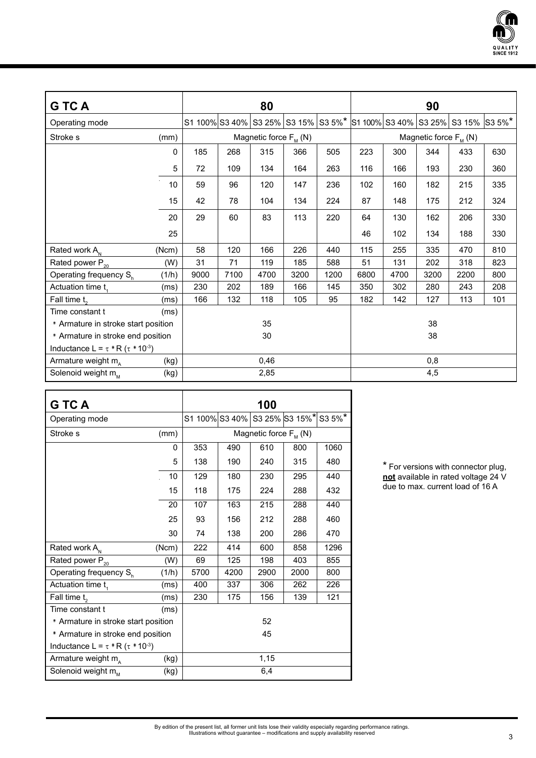| G TC A | | 80 | | | | | 90 | | | | |
|---|---|---|---|---|---|---|---|---|---|---|---|
| Operating mode | | S1 100% | S3 40% | S3 25% | S3 15% | S3 5%* | S1 100% | S3 40% | S3 25% | S3 15% | S3 5%* |
| Stroke s | (mm) | Magnetic force $F_M$ (N) | | | | | Magnetic force $F_M$ (N) | | | | |
| | 0 | 185 | 268 | 315 | 366 | 505 | 223 | 300 | 344 | 433 | 630 |
| | 5 | 72 | 109 | 134 | 164 | 263 | 116 | 166 | 193 | 230 | 360 |
| | 10 | 59 | 96 | 120 | 147 | 236 | 102 | 160 | 182 | 215 | 335 |
| | 15 | 42 | 78 | 104 | 134 | 224 | 87 | 148 | 175 | 212 | 324 |
| | 20 | 29 | 60 | 83 | 113 | 220 | 64 | 130 | 162 | 206 | 330 |
| | 25 | | | | | | 46 | 102 | 134 | 188 | 330 |
| Rated work $A_N$ | (Ncm) | 58 | 120 | 166 | 226 | 440 | 115 | 255 | 335 | 470 | 810 |
| Rated power $P_{20}$ | (W) | 31 | 71 | 119 | 185 | 588 | 51 | 131 | 202 | 318 | 823 |
| Operating frequency $S_h$ | (1/h) | 9000 | 7100 | 4700 | 3200 | 1200 | 6800 | 4700 | 3200 | 2200 | 800 |
| Actuation time $t_1$ | (ms) | 230 | 202 | 189 | 166 | 145 | 350 | 302 | 280 | 243 | 208 |
| Fall time $t_2$ | (ms) | 166 | 132 | 118 | 105 | 95 | 182 | 142 | 127 | 113 | 101 |
| Time constant t | (ms) | | | | | | | | | | |
| * Armature in stroke start position | | 35 | | | | | 38 | | | | |
| * Armature in stroke end position | | 30 | | | | | 38 | | | | |
| Inductance $L = \tau * R$ ($\tau * 10^{-3}$) | | | | | | | | | | | |
| Armature weight $m_A$ | (kg) | 0,46 | | | | | 0,8 | | | | |
| Solenoid weight $m_M$ | (kg) | 2,85 | | | | | 4,5 | | | | |

| G TC A | | 100 | | | | |
|---|---|---|---|---|---|---|
| Operating mode | | S1 100% | S3 40% | S3 25% | S3 15%* | S3 5%* |
| Stroke s | (mm) | Magnetic force $F_M$ (N) | | | | |
| | 0 | 353 | 490 | 610 | 800 | 1060 |
| | 5 | 138 | 190 | 240 | 315 | 480 |
| | 10 | 129 | 180 | 230 | 295 | 440 |
| | 15 | 118 | 175 | 224 | 288 | 432 |
| | 20 | 107 | 163 | 215 | 288 | 440 |
| | 25 | 93 | 156 | 212 | 288 | 460 |
| | 30 | 74 | 138 | 200 | 286 | 470 |
| Rated work $A_N$ | (Ncm) | 222 | 414 | 600 | 858 | 1296 |
| Rated power $P_{20}$ | (W) | 69 | 125 | 198 | 403 | 855 |
| Operating frequency $S_h$ | (1/h) | 5700 | 4200 | 2900 | 2000 | 800 |
| Actuation time $t_1$ | (ms) | 400 | 337 | 306 | 262 | 226 |
| Fall time $t_2$ | (ms) | 230 | 175 | 156 | 139 | 121 |
| Time constant t | (ms) | | | | | |
| * Armature in stroke start position | | 52 | | | | |
| * Armature in stroke end position | | 45 | | | | |
| Inductance $L = \tau * R$ ($\tau * 10^{-3}$) | | | | | | |
| Armature weight $m_A$ | (kg) | 1,15 | | | | |
| Solenoid weight $m_M$ | (kg) | 6,4 | | | | |

* For versions with connector plug, **not** available in rated voltage 24 V due to max. current load of 16 A

By edition of the present list, all former unit lists lose their validity especially regarding performance ratings.
Illustrations without guarantee – modifications and supply availability reserved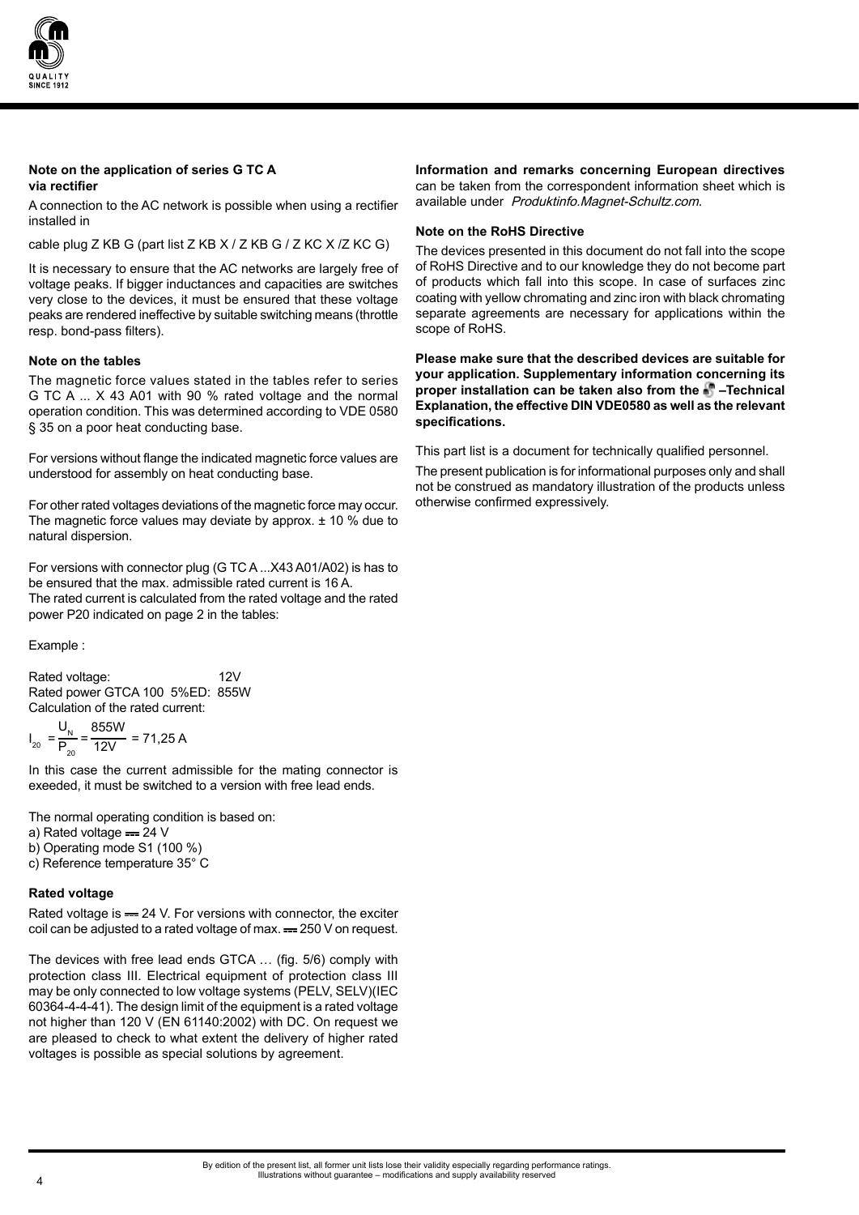**Note on the application of series G TC A via rectifier**

A connection to the AC network is possible when using a rectifier installed in

cable plug Z KB G (part list Z KB X / Z KB G / Z KC X /Z KC G)

It is necessary to ensure that the AC networks are largely free of voltage peaks. If bigger inductances and capacities are switches very close to the devices, it must be ensured that these voltage peaks are rendered ineffective by suitable switching means (throttle resp. bond-pass filters).

**Note on the tables**

The magnetic force values stated in the tables refer to series G TC A ... X 43 A01 with 90 % rated voltage and the normal operation condition. This was determined according to VDE 0580 § 35 on a poor heat conducting base.

For versions without flange the indicated magnetic force values are understood for assembly on heat conducting base.

For other rated voltages deviations of the magnetic force may occur. The magnetic force values may deviate by approx. ± 10 % due to natural dispersion.

For versions with connector plug (G TC A ...X43 A01/A02) is has to be ensured that the max. admissible rated current is 16 A.
The rated current is calculated from the rated voltage and the rated power P20 indicated on page 2 in the tables:

Example :

Rated voltage: 12V
Rated power GTCA 100 5%ED: 855W
Calculation of the rated current:

$$I_{20} = \frac{U_N}{P_{20}} = \frac{855W}{12V} = 71,25 \text{ A}$$

In this case the current admissible for the mating connector is exeeded, it must be switched to a version with free lead ends.

The normal operating condition is based on:
a) Rated voltage ⎓ 24 V
b) Operating mode S1 (100 %)
c) Reference temperature 35° C

**Rated voltage**

Rated voltage is ⎓ 24 V. For versions with connector, the exciter coil can be adjusted to a rated voltage of max. ⎓ 250 V on request.

The devices with free lead ends GTCA … (fig. 5/6) comply with protection class III. Electrical equipment of protection class III may be only connected to low voltage systems (PELV, SELV)(IEC 60364-4-4-41). The design limit of the equipment is a rated voltage not higher than 120 V (EN 61140:2002) with DC. On request we are pleased to check to what extent the delivery of higher rated voltages is possible as special solutions by agreement.

**Information and remarks concerning European directives** can be taken from the correspondent information sheet which is available under *Produktinfo.Magnet-Schultz.com*.

**Note on the RoHS Directive**

The devices presented in this document do not fall into the scope of RoHS Directive and to our knowledge they do not become part of products which fall into this scope. In case of surfaces zinc coating with yellow chromating and zinc iron with black chromating separate agreements are necessary for applications within the scope of RoHS.

**Please make sure that the described devices are suitable for your application. Supplementary information concerning its proper installation can be taken also from the –Technical Explanation, the effective DIN VDE0580 as well as the relevant specifications.**

This part list is a document for technically qualified personnel.

The present publication is for informational purposes only and shall not be construed as mandatory illustration of the products unless otherwise confirmed expressively.

By edition of the present list, all former unit lists lose their validity especially regarding performance ratings.
Illustrations without guarantee – modifications and supply availability reserved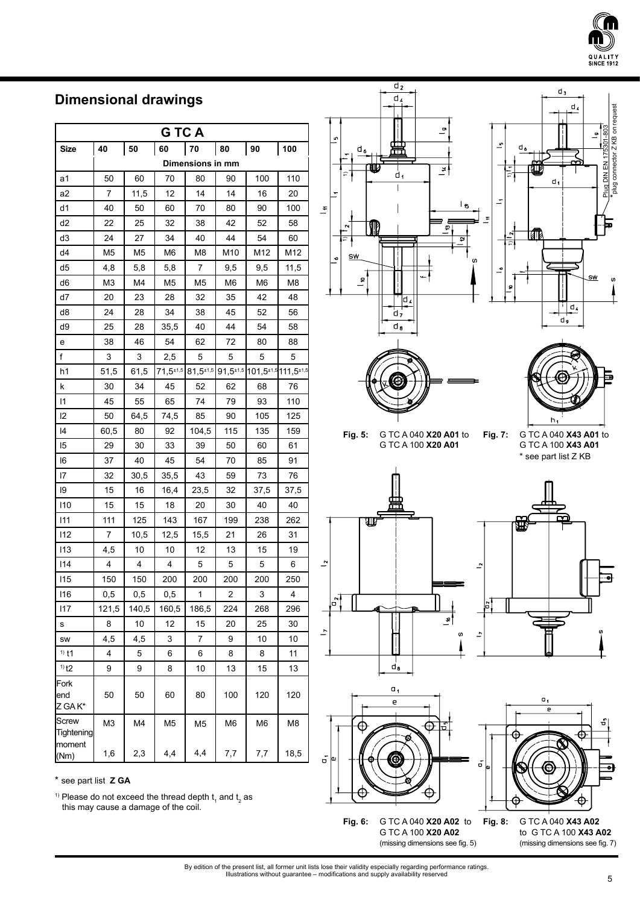## Dimensional drawings

| G TC A | | | | | | | |
|---|---|---|---|---|---|---|---|
| **Size** | **40** | **50** | **60** | **70** | **80** | **90** | **100** |
| | **Dimensions in mm** | | | | | | |
| a1 | 50 | 60 | 70 | 80 | 90 | 100 | 110 |
| a2 | 7 | 11,5 | 12 | 14 | 14 | 16 | 20 |
| d1 | 40 | 50 | 60 | 70 | 80 | 90 | 100 |
| d2 | 22 | 25 | 32 | 38 | 42 | 52 | 58 |
| d3 | 24 | 27 | 34 | 40 | 44 | 54 | 60 |
| d4 | M5 | M5 | M6 | M8 | M10 | M12 | M12 |
| d5 | 4,8 | 5,8 | 5,8 | 7 | 9,5 | 9,5 | 11,5 |
| d6 | M3 | M4 | M5 | M5 | M6 | M6 | M8 |
| d7 | 20 | 23 | 28 | 32 | 35 | 42 | 48 |
| d8 | 24 | 28 | 34 | 38 | 45 | 52 | 56 |
| d9 | 25 | 28 | 35,5 | 40 | 44 | 54 | 58 |
| e | 38 | 46 | 54 | 62 | 72 | 80 | 88 |
| f | 3 | 3 | 2,5 | 5 | 5 | 5 | 5 |
| h1 | 51,5 | 61,5 | $71,5^{\pm 1,5}$ | $81,5^{\pm 1,5}$ | $91,5^{\pm 1,5}$ | $101,5^{\pm 1,5}$ | $111,5^{\pm 1,5}$ |
| k | 30 | 34 | 45 | 52 | 62 | 68 | 76 |
| l1 | 45 | 55 | 65 | 74 | 79 | 93 | 110 |
| l2 | 50 | 64,5 | 74,5 | 85 | 90 | 105 | 125 |
| l4 | 60,5 | 80 | 92 | 104,5 | 115 | 135 | 159 |
| l5 | 29 | 30 | 33 | 39 | 50 | 60 | 61 |
| l6 | 37 | 40 | 45 | 54 | 70 | 85 | 91 |
| l7 | 32 | 30,5 | 35,5 | 43 | 59 | 73 | 76 |
| l9 | 15 | 16 | 16,4 | 23,5 | 32 | 37,5 | 37,5 |
| l10 | 15 | 15 | 18 | 20 | 30 | 40 | 40 |
| l11 | 111 | 125 | 143 | 167 | 199 | 238 | 262 |
| l12 | 7 | 10,5 | 12,5 | 15,5 | 21 | 26 | 31 |
| l13 | 4,5 | 10 | 10 | 12 | 13 | 15 | 19 |
| l14 | 4 | 4 | 4 | 5 | 5 | 5 | 6 |
| l15 | 150 | 150 | 200 | 200 | 200 | 200 | 250 |
| l16 | 0,5 | 0,5 | 0,5 | 1 | 2 | 3 | 4 |
| l17 | 121,5 | 140,5 | 160,5 | 186,5 | 224 | 268 | 296 |
| s | 8 | 10 | 12 | 15 | 20 | 25 | 30 |
| sw | 4,5 | 4,5 | 3 | 7 | 9 | 10 | 10 |
| [1] t1 | 4 | 5 | 6 | 6 | 8 | 8 | 11 |
| [1] t2 | 9 | 9 | 8 | 10 | 13 | 15 | 13 |
| Fork end Z GA K* | 50 | 50 | 60 | 80 | 100 | 120 | 120 |
| Screw | M3 | M4 | M5 | M5 | M6 | M6 | M8 |
| Tightening moment (Nm) | 1,6 | 2,3 | 4,4 | 4,4 | 7,7 | 7,7 | 18,5 |

\* see part list **Z GA**

[1] Please do not exceed the thread depth $t_1$ and $t_2$ as this may cause a damage of the coil.

Plug DIN EN 175301-803
\* plug connector Z KB on request

**Fig. 5:** G TC A 040 **X20 A01** to G TC A 100 **X20 A01**

**Fig. 7:** G TC A 040 **X43 A01** to G TC A 100 **X43 A01**
\* see part list Z KB

**Fig. 6:** G TC A 040 **X20 A02** to G TC A 100 **X20 A02** (missing dimensions see fig. 5)

**Fig. 8:** G TC A 040 **X43 A02** to G TC A 100 **X43 A02** (missing dimensions see fig. 7)

By edition of the present list, all former unit lists lose their validity especially regarding performance ratings.
Illustrations without guarantee – modifications and supply availability reserved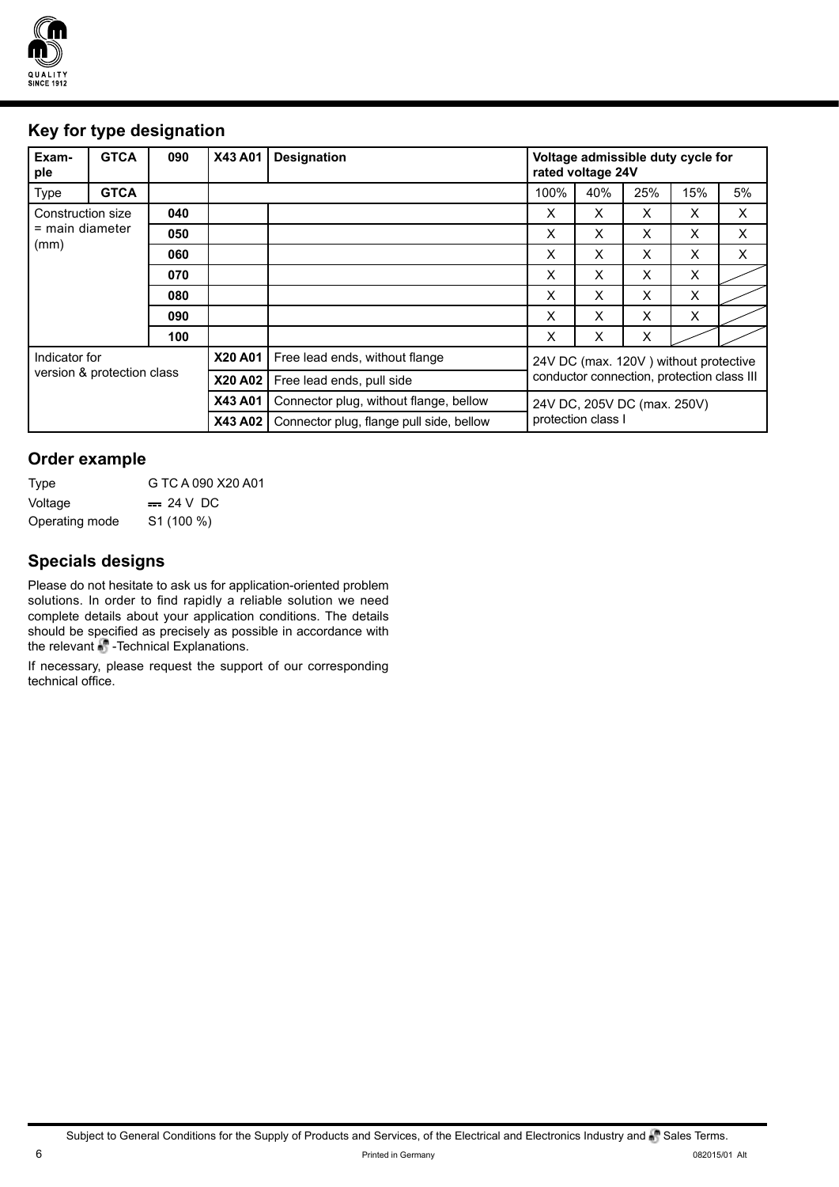## Key for type designation

| Exam-ple | GTCA | 090 | X43 A01 | Designation | Voltage admissible duty cycle for rated voltage 24V | | | | |
|---|---|---|---|---|---|---|---|---|---|
| Type | GTCA | | | | 100% | 40% | 25% | 15% | 5% |
| Construction size = main diameter (mm) | | 040 | | | X | X | X | X | X |
| | | 050 | | | X | X | X | X | X |
| | | 060 | | | X | X | X | X | X |
| | | 070 | | | X | X | X | X | |
| | | 080 | | | X | X | X | X | |
| | | 090 | | | X | X | X | X | |
| | | 100 | | | X | X | X | | |
| Indicator for version & protection class | | | X20 A01 | Free lead ends, without flange | 24V DC (max. 120V ) without protective conductor connection, protection class III | | | | |
| | | | X20 A02 | Free lead ends, pull side | | | | | |
| | | | X43 A01 | Connector plug, without flange, bellow | 24V DC, 205V DC (max. 250V) protection class I | | | | |
| | | | X43 A02 | Connector plug, flange pull side, bellow | | | | | |

## Order example

| | |
|---|---|
| Type | G TC A 090 X20 A01 |
| Voltage | ⎓ 24 V DC |
| Operating mode | S1 (100 %) |

## Specials designs

Please do not hesitate to ask us for application-oriented problem solutions. In order to find rapidly a reliable solution we need complete details about your application conditions. The details should be specified as precisely as possible in accordance with the relevant -Technical Explanations.

If necessary, please request the support of our corresponding technical office.

Subject to General Conditions for the Supply of Products and Services, of the Electrical and Electronics Industry and Sales Terms.